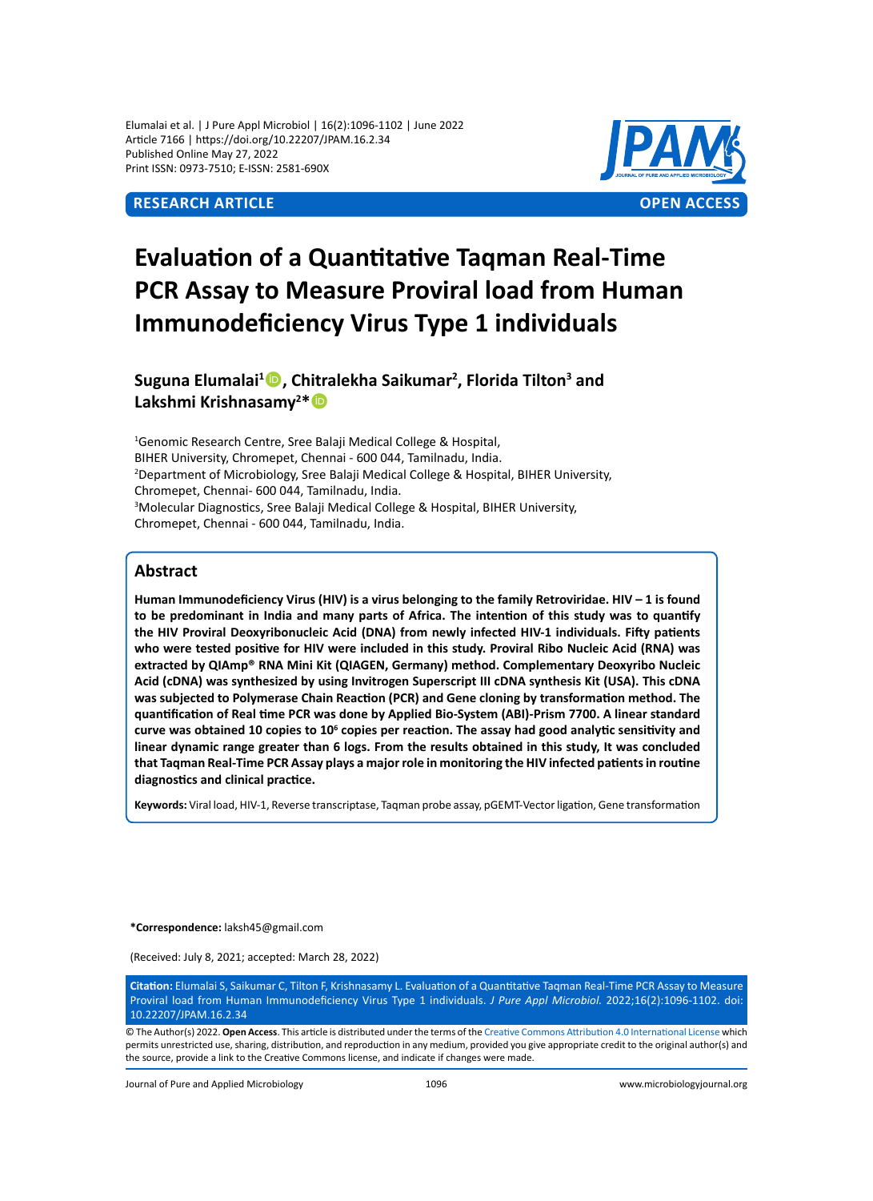Elumalai et al. | J Pure Appl Microbiol | 16(2):1096-1102 | June 2022
Article 7166 | https://doi.org/10.22207/JPAM.16.2.34
Published Online May 27, 2022
Print ISSN: 0973-7510; E-ISSN: 2581-690X

**RESEARCH ARTICLE** **OPEN ACCESS**

# Evaluation of a Quantitative Taqman Real-Time PCR Assay to Measure Proviral load from Human Immunodeficiency Virus Type 1 individuals

**Suguna Elumalai[1], Chitralekha Saikumar[2], Florida Tilton[3] and Lakshmi Krishnasamy[2]***

[1]Genomic Research Centre, Sree Balaji Medical College & Hospital, BIHER University, Chromepet, Chennai - 600 044, Tamilnadu, India.
[2]Department of Microbiology, Sree Balaji Medical College & Hospital, BIHER University, Chromepet, Chennai- 600 044, Tamilnadu, India.
[3]Molecular Diagnostics, Sree Balaji Medical College & Hospital, BIHER University, Chromepet, Chennai - 600 044, Tamilnadu, India.

## Abstract

**Human Immunodeficiency Virus (HIV) is a virus belonging to the family Retroviridae. HIV – 1 is found to be predominant in India and many parts of Africa. The intention of this study was to quantify the HIV Proviral Deoxyribonucleic Acid (DNA) from newly infected HIV-1 individuals. Fifty patients who were tested positive for HIV were included in this study. Proviral Ribo Nucleic Acid (RNA) was extracted by QIAmp® RNA Mini Kit (QIAGEN, Germany) method. Complementary Deoxyribo Nucleic Acid (cDNA) was synthesized by using Invitrogen Superscript III cDNA synthesis Kit (USA). This cDNA was subjected to Polymerase Chain Reaction (PCR) and Gene cloning by transformation method. The quantification of Real time PCR was done by Applied Bio-System (ABI)-Prism 7700. A linear standard curve was obtained 10 copies to $10^6$ copies per reaction. The assay had good analytic sensitivity and linear dynamic range greater than 6 logs. From the results obtained in this study, It was concluded that Taqman Real-Time PCR Assay plays a major role in monitoring the HIV infected patients in routine diagnostics and clinical practice.**

**Keywords:** Viral load, HIV-1, Reverse transcriptase, Taqman probe assay, pGEMT-Vector ligation, Gene transformation

***Correspondence:** laksh45@gmail.com

(Received: July 8, 2021; accepted: March 28, 2022)

**Citation:** Elumalai S, Saikumar C, Tilton F, Krishnasamy L. Evaluation of a Quantitative Taqman Real-Time PCR Assay to Measure Proviral load from Human Immunodeficiency Virus Type 1 individuals. *J Pure Appl Microbiol.* 2022;16(2):1096-1102. doi: 10.22207/JPAM.16.2.34

© The Author(s) 2022. **Open Access**. This article is distributed under the terms of the Creative Commons Attribution 4.0 International License which permits unrestricted use, sharing, distribution, and reproduction in any medium, provided you give appropriate credit to the original author(s) and the source, provide a link to the Creative Commons license, and indicate if changes were made.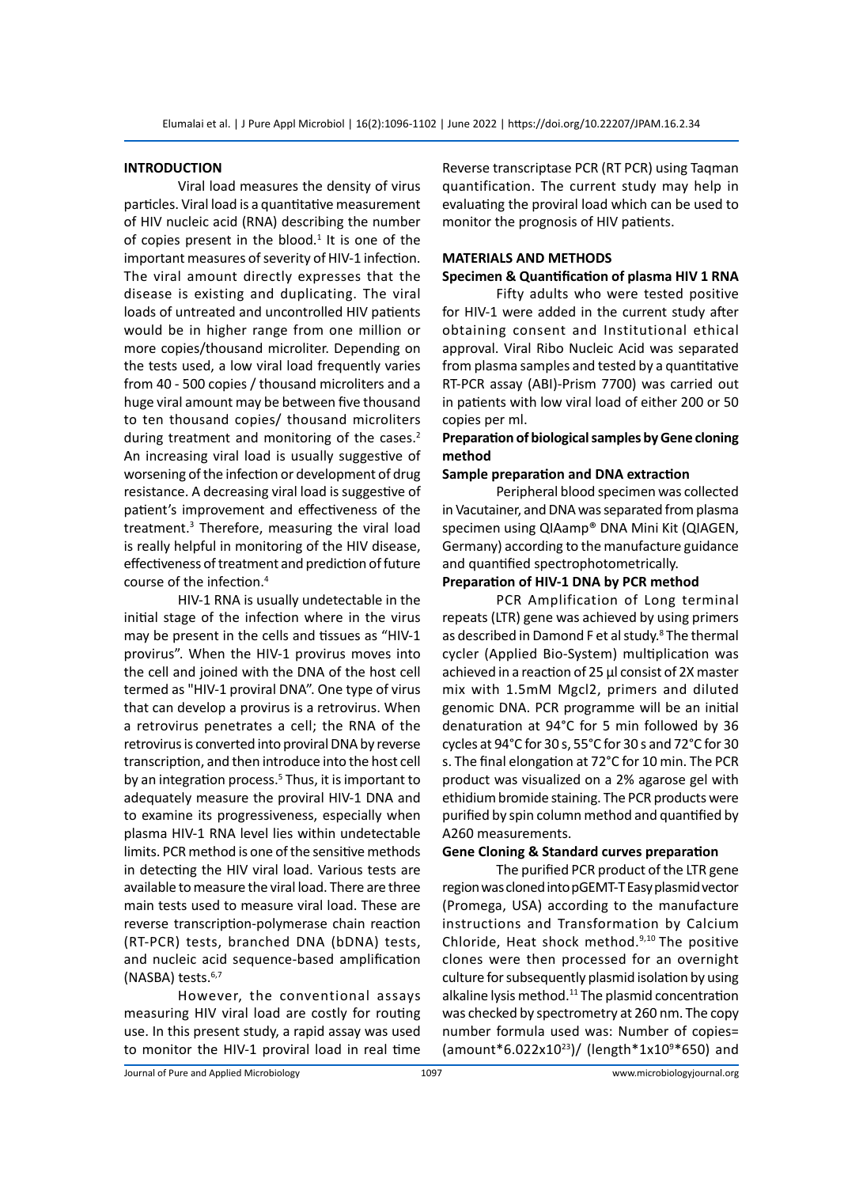## INTRODUCTION

Viral load measures the density of virus particles. Viral load is a quantitative measurement of HIV nucleic acid (RNA) describing the number of copies present in the blood.[1] It is one of the important measures of severity of HIV-1 infection. The viral amount directly expresses that the disease is existing and duplicating. The viral loads of untreated and uncontrolled HIV patients would be in higher range from one million or more copies/thousand microliter. Depending on the tests used, a low viral load frequently varies from 40 - 500 copies / thousand microliters and a huge viral amount may be between five thousand to ten thousand copies/ thousand microliters during treatment and monitoring of the cases.[2] An increasing viral load is usually suggestive of worsening of the infection or development of drug resistance. A decreasing viral load is suggestive of patient's improvement and effectiveness of the treatment.[3] Therefore, measuring the viral load is really helpful in monitoring of the HIV disease, effectiveness of treatment and prediction of future course of the infection.[4]

HIV-1 RNA is usually undetectable in the initial stage of the infection where in the virus may be present in the cells and tissues as "HIV-1 provirus". When the HIV-1 provirus moves into the cell and joined with the DNA of the host cell termed as "HIV-1 proviral DNA". One type of virus that can develop a provirus is a retrovirus. When a retrovirus penetrates a cell; the RNA of the retrovirus is converted into proviral DNA by reverse transcription, and then introduce into the host cell by an integration process.[5] Thus, it is important to adequately measure the proviral HIV-1 DNA and to examine its progressiveness, especially when plasma HIV-1 RNA level lies within undetectable limits. PCR method is one of the sensitive methods in detecting the HIV viral load. Various tests are available to measure the viral load. There are three main tests used to measure viral load. These are reverse transcription-polymerase chain reaction (RT-PCR) tests, branched DNA (bDNA) tests, and nucleic acid sequence-based amplification (NASBA) tests.[6,7]

However, the conventional assays measuring HIV viral load are costly for routing use. In this present study, a rapid assay was used to monitor the HIV-1 proviral load in real time Reverse transcriptase PCR (RT PCR) using Taqman quantification. The current study may help in evaluating the proviral load which can be used to monitor the prognosis of HIV patients.

## MATERIALS AND METHODS

### Specimen & Quantification of plasma HIV 1 RNA

Fifty adults who were tested positive for HIV-1 were added in the current study after obtaining consent and Institutional ethical approval. Viral Ribo Nucleic Acid was separated from plasma samples and tested by a quantitative RT-PCR assay (ABI)-Prism 7700) was carried out in patients with low viral load of either 200 or 50 copies per ml.

### Preparation of biological samples by Gene cloning method

### Sample preparation and DNA extraction

Peripheral blood specimen was collected in Vacutainer, and DNA was separated from plasma specimen using QIAamp® DNA Mini Kit (QIAGEN, Germany) according to the manufacture guidance and quantified spectrophotometrically.

### Preparation of HIV-1 DNA by PCR method

PCR Amplification of Long terminal repeats (LTR) gene was achieved by using primers as described in Damond F et al study.[8] The thermal cycler (Applied Bio-System) multiplication was achieved in a reaction of 25 µl consist of 2X master mix with 1.5mM Mgcl2, primers and diluted genomic DNA. PCR programme will be an initial denaturation at 94°C for 5 min followed by 36 cycles at 94°C for 30 s, 55°C for 30 s and 72°C for 30 s. The final elongation at 72°C for 10 min. The PCR product was visualized on a 2% agarose gel with ethidium bromide staining. The PCR products were purified by spin column method and quantified by A260 measurements.

### Gene Cloning & Standard curves preparation

The purified PCR product of the LTR gene region was cloned into pGEMT-T Easy plasmid vector (Promega, USA) according to the manufacture instructions and Transformation by Calcium Chloride, Heat shock method.[9,10] The positive clones were then processed for an overnight culture for subsequently plasmid isolation by using alkaline lysis method.[11] The plasmid concentration was checked by spectrometry at 260 nm. The copy number formula used was: Number of copies= $(\text{amount}*6.022\text{x}10^{23})/(\text{length}*1\text{x}10^{9}*650)$ and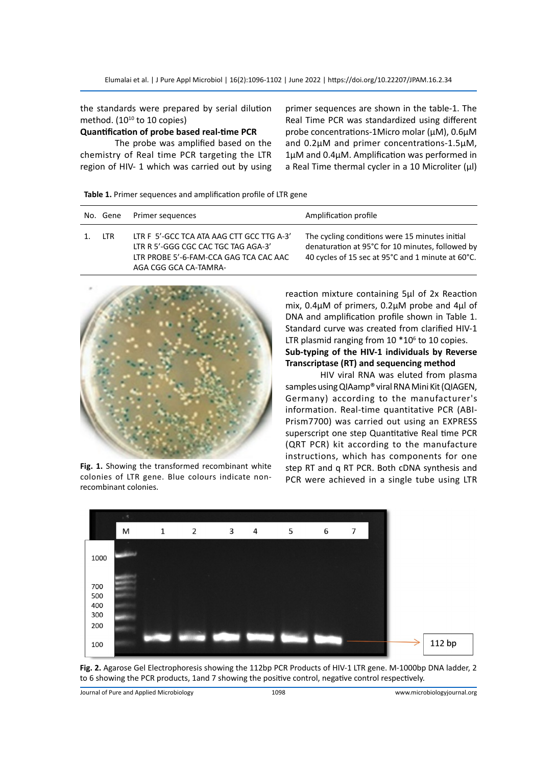the standards were prepared by serial dilution method. ($10^{10}$ to 10 copies)

**Quantification of probe based real-time PCR**

The probe was amplified based on the chemistry of Real time PCR targeting the LTR region of HIV- 1 which was carried out by using primer sequences are shown in the table-1. The Real Time PCR was standardized using different probe concentrations-1Micro molar (µM), 0.6µM and 0.2µM and primer concentrations-1.5µM, 1µM and 0.4µM. Amplification was performed in a Real Time thermal cycler in a 10 Microliter (µl) reaction mixture containing 5µl of 2x Reaction mix, 0.4µM of primers, 0.2µM probe and 4µl of DNA and amplification profile shown in Table 1. Standard curve was created from clarified HIV-1 LTR plasmid ranging from 10 *$10^6$ to 10 copies.

**Table 1.** Primer sequences and amplification profile of LTR gene

| No. | Gene | Primer sequences | Amplification profile |
|---|---|---|---|
| 1. | LTR | LTR F 5'-GCC TCA ATA AAG CTT GCC TTG A-3' LTR R 5'-GGG CGC CAC TGC TAG AGA-3' LTR PROBE 5'-6-FAM-CCA GAG TCA CAC AAC AGA CGG GCA CA-TAMRA- | The cycling conditions were 15 minutes initial denaturation at 95°C for 10 minutes, followed by 40 cycles of 15 sec at 95°C and 1 minute at 60°C. |

**Fig. 1.** Showing the transformed recombinant white colonies of LTR gene. Blue colours indicate non-recombinant colonies.

**Sub-typing of the HIV-1 individuals by Reverse Transcriptase (RT) and sequencing method**

HIV viral RNA was eluted from plasma samples using QIAamp® viral RNA Mini Kit (QIAGEN, Germany) according to the manufacturer's information. Real-time quantitative PCR (ABI-Prism7700) was carried out using an EXPRESS superscript one step Quantitative Real time PCR (QRT PCR) kit according to the manufacture instructions, which has components for one step RT and q RT PCR. Both cDNA synthesis and PCR were achieved in a single tube using LTR

**Fig. 2.** Agarose Gel Electrophoresis showing the 112bp PCR Products of HIV-1 LTR gene. M-1000bp DNA ladder, 2 to 6 showing the PCR products, 1and 7 showing the positive control, negative control respectively.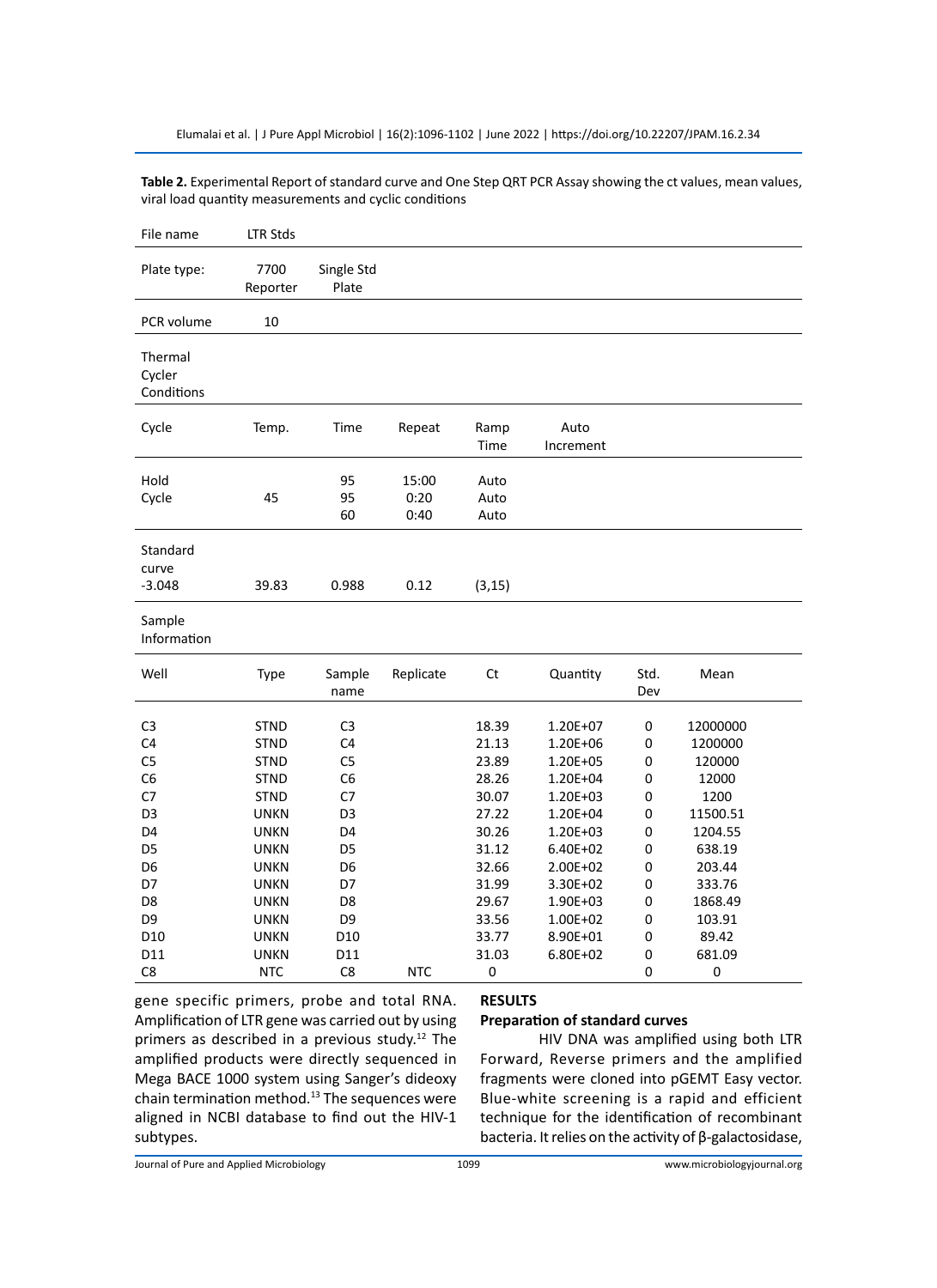**Table 2.** Experimental Report of standard curve and One Step QRT PCR Assay showing the ct values, mean values, viral load quantity measurements and cyclic conditions

| File name | LTR Stds | | | | | | |
|---|---|---|---|---|---|---|---|
| Plate type: | 7700 Reporter | Single Std Plate | | | | | |
| PCR volume | 10 | | | | | | |
| Thermal Cycler Conditions | | | | | | | |
| Cycle | Temp. | Time | Repeat | Ramp Time | Auto Increment | | |
| Hold<br>Cycle | <br>45 | 95<br>95<br>60 | 15:00<br>0:20<br>0:40 | Auto<br>Auto<br>Auto | | | |
| Standard curve -3.048 | 39.83 | 0.988 | 0.12 | (3,15) | | | |
| Sample Information | | | | | | | |
| Well | Type | Sample name | Replicate | Ct | Quantity | Std. Dev | Mean |
| C3 | STND | C3 | | 18.39 | 1.20E+07 | 0 | 12000000 |
| C4 | STND | C4 | | 21.13 | 1.20E+06 | 0 | 1200000 |
| C5 | STND | C5 | | 23.89 | 1.20E+05 | 0 | 120000 |
| C6 | STND | C6 | | 28.26 | 1.20E+04 | 0 | 12000 |
| C7 | STND | C7 | | 30.07 | 1.20E+03 | 0 | 1200 |
| D3 | UNKN | D3 | | 27.22 | 1.20E+04 | 0 | 11500.51 |
| D4 | UNKN | D4 | | 30.26 | 1.20E+03 | 0 | 1204.55 |
| D5 | UNKN | D5 | | 31.12 | 6.40E+02 | 0 | 638.19 |
| D6 | UNKN | D6 | | 32.66 | 2.00E+02 | 0 | 203.44 |
| D7 | UNKN | D7 | | 31.99 | 3.30E+02 | 0 | 333.76 |
| D8 | UNKN | D8 | | 29.67 | 1.90E+03 | 0 | 1868.49 |
| D9 | UNKN | D9 | | 33.56 | 1.00E+02 | 0 | 103.91 |
| D10 | UNKN | D10 | | 33.77 | 8.90E+01 | 0 | 89.42 |
| D11 | UNKN | D11 | | 31.03 | 6.80E+02 | 0 | 681.09 |
| C8 | NTC | C8 | NTC | 0 | | 0 | 0 |

gene specific primers, probe and total RNA. Amplification of LTR gene was carried out by using primers as described in a previous study.[12] The amplified products were directly sequenced in Mega BACE 1000 system using Sanger's dideoxy chain termination method.[13] The sequences were aligned in NCBI database to find out the HIV-1 subtypes.

## RESULTS

### Preparation of standard curves

HIV DNA was amplified using both LTR Forward, Reverse primers and the amplified fragments were cloned into pGEMT Easy vector. Blue-white screening is a rapid and efficient technique for the identification of recombinant bacteria. It relies on the activity of β-galactosidase,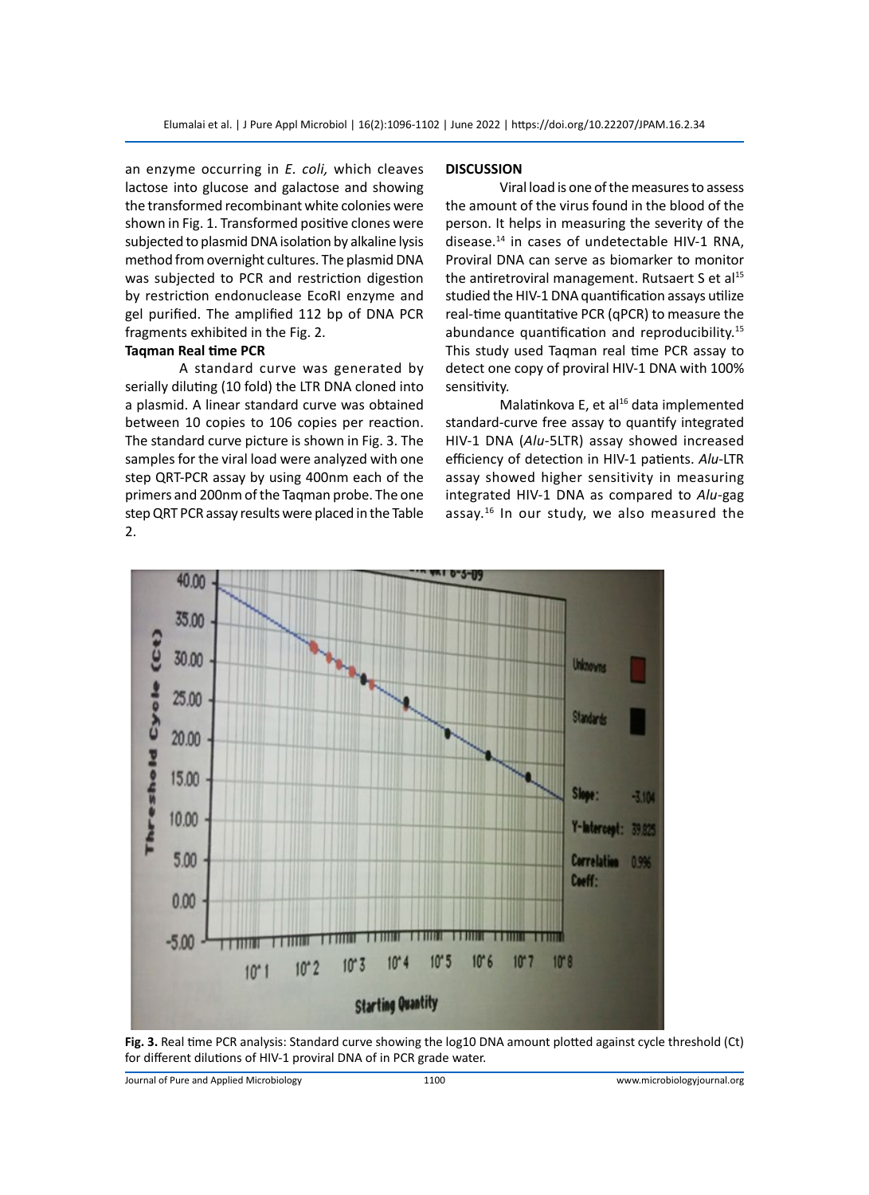an enzyme occurring in *E. coli,* which cleaves lactose into glucose and galactose and showing the transformed recombinant white colonies were shown in Fig. 1. Transformed positive clones were subjected to plasmid DNA isolation by alkaline lysis method from overnight cultures. The plasmid DNA was subjected to PCR and restriction digestion by restriction endonuclease EcoRI enzyme and gel purified. The amplified 112 bp of DNA PCR fragments exhibited in the Fig. 2.

### Taqman Real time PCR

A standard curve was generated by serially diluting (10 fold) the LTR DNA cloned into a plasmid. A linear standard curve was obtained between 10 copies to 106 copies per reaction. The standard curve picture is shown in Fig. 3. The samples for the viral load were analyzed with one step QRT-PCR assay by using 400nm each of the primers and 200nm of the Taqman probe. The one step QRT PCR assay results were placed in the Table 2.

## DISCUSSION

Viral load is one of the measures to assess the amount of the virus found in the blood of the person. It helps in measuring the severity of the disease.[14] in cases of undetectable HIV-1 RNA, Proviral DNA can serve as biomarker to monitor the antiretroviral management. Rutsaert S et al[15] studied the HIV-1 DNA quantification assays utilize real-time quantitative PCR (qPCR) to measure the abundance quantification and reproducibility.[15] This study used Taqman real time PCR assay to detect one copy of proviral HIV-1 DNA with 100% sensitivity.

Malatinkova E, et al[16] data implemented standard-curve free assay to quantify integrated HIV-1 DNA (*Alu*-5LTR) assay showed increased efficiency of detection in HIV-1 patients. *Alu*-LTR assay showed higher sensitivity in measuring integrated HIV-1 DNA as compared to *Alu*-gag assay.[16] In our study, we also measured the

**Fig. 3.** Real time PCR analysis: Standard curve showing the log10 DNA amount plotted against cycle threshold (Ct) for different dilutions of HIV-1 proviral DNA of in PCR grade water.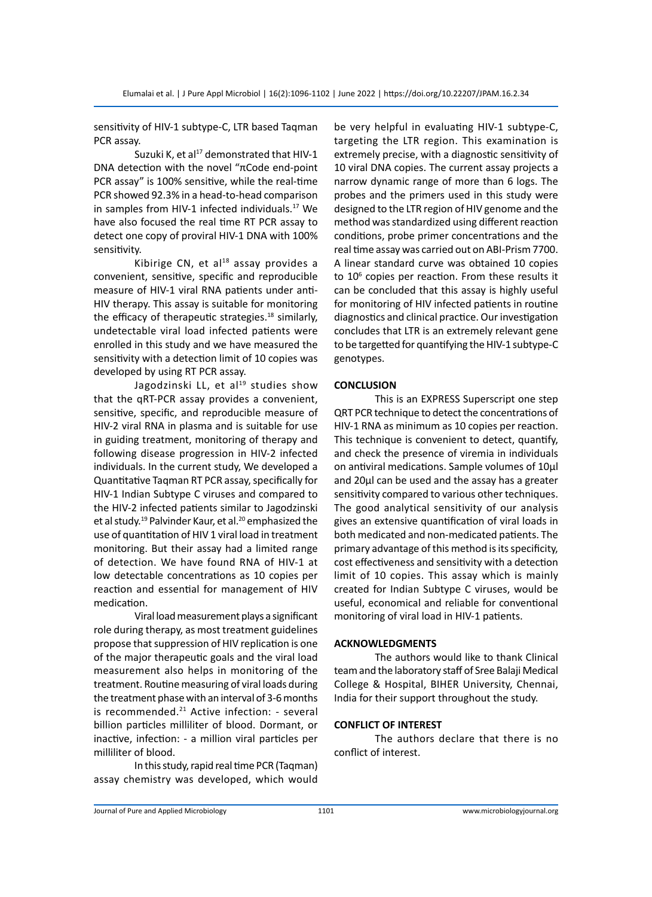sensitivity of HIV-1 subtype-C, LTR based Taqman PCR assay.

Suzuki K, et al[17] demonstrated that HIV-1 DNA detection with the novel "πCode end-point PCR assay" is 100% sensitive, while the real-time PCR showed 92.3% in a head-to-head comparison in samples from HIV-1 infected individuals.[17] We have also focused the real time RT PCR assay to detect one copy of proviral HIV-1 DNA with 100% sensitivity.

Kibirige CN, et al[18] assay provides a convenient, sensitive, specific and reproducible measure of HIV-1 viral RNA patients under anti-HIV therapy. This assay is suitable for monitoring the efficacy of therapeutic strategies.[18] similarly, undetectable viral load infected patients were enrolled in this study and we have measured the sensitivity with a detection limit of 10 copies was developed by using RT PCR assay.

Jagodzinski LL, et al[19] studies show that the qRT-PCR assay provides a convenient, sensitive, specific, and reproducible measure of HIV-2 viral RNA in plasma and is suitable for use in guiding treatment, monitoring of therapy and following disease progression in HIV-2 infected individuals. In the current study, We developed a Quantitative Taqman RT PCR assay, specifically for HIV-1 Indian Subtype C viruses and compared to the HIV-2 infected patients similar to Jagodzinski et al study.[19] Palvinder Kaur, et al.[20] emphasized the use of quantitation of HIV 1 viral load in treatment monitoring. But their assay had a limited range of detection. We have found RNA of HIV-1 at low detectable concentrations as 10 copies per reaction and essential for management of HIV medication.

Viral load measurement plays a significant role during therapy, as most treatment guidelines propose that suppression of HIV replication is one of the major therapeutic goals and the viral load measurement also helps in monitoring of the treatment. Routine measuring of viral loads during the treatment phase with an interval of 3-6 months is recommended.[21] Active infection: - several billion particles milliliter of blood. Dormant, or inactive, infection: - a million viral particles per milliliter of blood.

In this study, rapid real time PCR (Taqman) assay chemistry was developed, which would be very helpful in evaluating HIV-1 subtype-C, targeting the LTR region. This examination is extremely precise, with a diagnostic sensitivity of 10 viral DNA copies. The current assay projects a narrow dynamic range of more than 6 logs. The probes and the primers used in this study were designed to the LTR region of HIV genome and the method was standardized using different reaction conditions, probe primer concentrations and the real time assay was carried out on ABI-Prism 7700. A linear standard curve was obtained 10 copies to $10^6$ copies per reaction. From these results it can be concluded that this assay is highly useful for monitoring of HIV infected patients in routine diagnostics and clinical practice. Our investigation concludes that LTR is an extremely relevant gene to be targetted for quantifying the HIV-1 subtype-C genotypes.

## CONCLUSION

This is an EXPRESS Superscript one step QRT PCR technique to detect the concentrations of HIV-1 RNA as minimum as 10 copies per reaction. This technique is convenient to detect, quantify, and check the presence of viremia in individuals on antiviral medications. Sample volumes of 10µl and 20µl can be used and the assay has a greater sensitivity compared to various other techniques. The good analytical sensitivity of our analysis gives an extensive quantification of viral loads in both medicated and non-medicated patients. The primary advantage of this method is its specificity, cost effectiveness and sensitivity with a detection limit of 10 copies. This assay which is mainly created for Indian Subtype C viruses, would be useful, economical and reliable for conventional monitoring of viral load in HIV-1 patients.

## ACKNOWLEDGMENTS

The authors would like to thank Clinical team and the laboratory staff of Sree Balaji Medical College & Hospital, BIHER University, Chennai, India for their support throughout the study.

## CONFLICT OF INTEREST

The authors declare that there is no conflict of interest.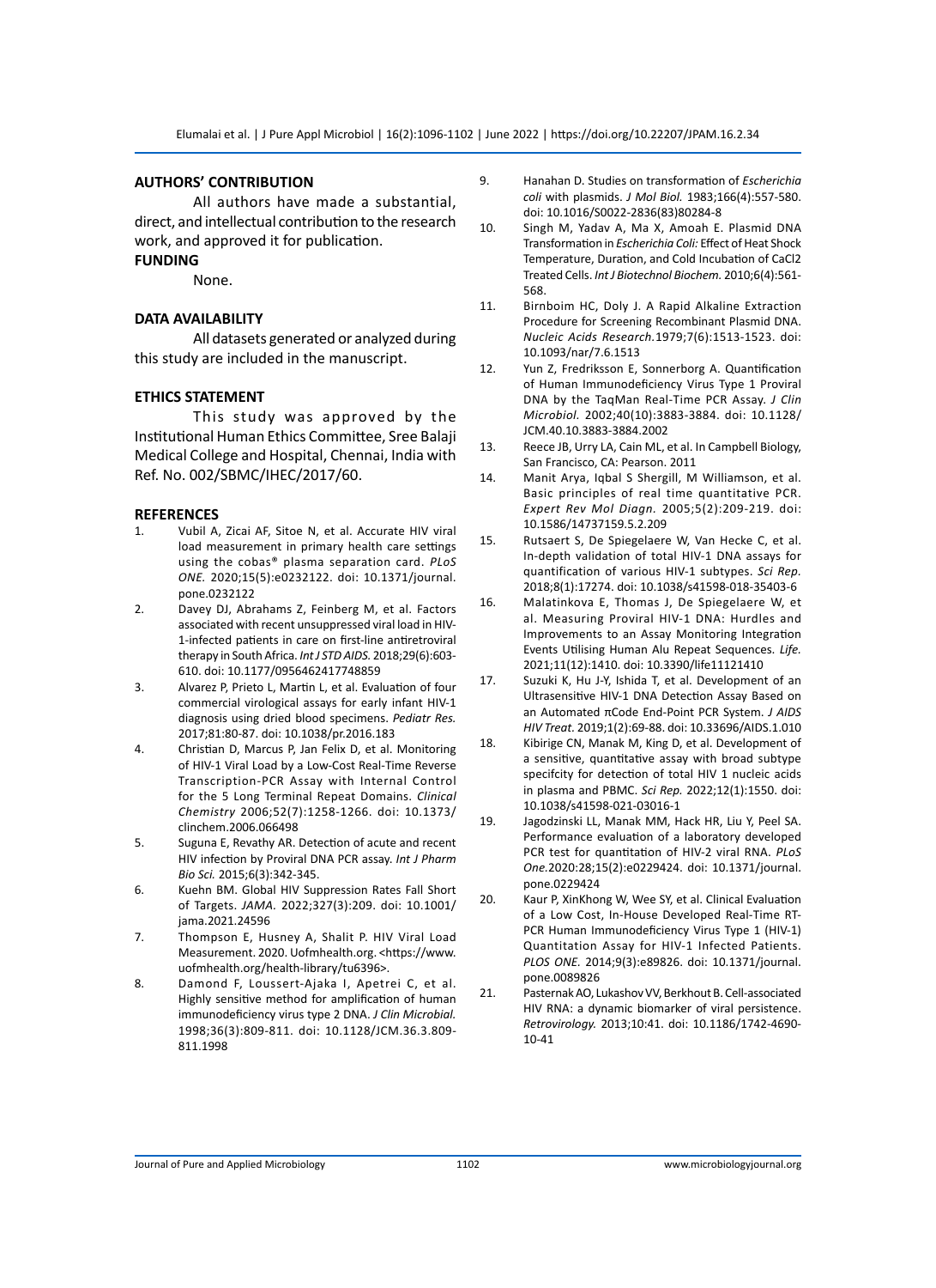## AUTHORS' CONTRIBUTION

All authors have made a substantial, direct, and intellectual contribution to the research work, and approved it for publication.

## FUNDING

None.

## DATA AVAILABILITY

All datasets generated or analyzed during this study are included in the manuscript.

## ETHICS STATEMENT

This study was approved by the Institutional Human Ethics Committee, Sree Balaji Medical College and Hospital, Chennai, India with Ref. No. 002/SBMC/IHEC/2017/60.

## REFERENCES

1. Vubil A, Zicai AF, Sitoe N, et al. Accurate HIV viral load measurement in primary health care settings using the cobas® plasma separation card. *PLoS ONE.* 2020;15(5):e0232122. doi: 10.1371/journal.pone.0232122
2. Davey DJ, Abrahams Z, Feinberg M, et al. Factors associated with recent unsuppressed viral load in HIV-1-infected patients in care on first-line antiretroviral therapy in South Africa. *Int J STD AIDS.* 2018;29(6):603-610. doi: 10.1177/0956462417748859
3. Alvarez P, Prieto L, Martin L, et al. Evaluation of four commercial virological assays for early infant HIV-1 diagnosis using dried blood specimens. *Pediatr Res.* 2017;81:80-87. doi: 10.1038/pr.2016.183
4. Christian D, Marcus P, Jan Felix D, et al. Monitoring of HIV-1 Viral Load by a Low-Cost Real-Time Reverse Transcription-PCR Assay with Internal Control for the 5 Long Terminal Repeat Domains. *Clinical Chemistry* 2006;52(7):1258-1266. doi: 10.1373/clinchem.2006.066498
5. Suguna E, Revathy AR. Detection of acute and recent HIV infection by Proviral DNA PCR assay. *Int J Pharm Bio Sci.* 2015;6(3):342-345.
6. Kuehn BM. Global HIV Suppression Rates Fall Short of Targets. *JAMA.* 2022;327(3):209. doi: 10.1001/jama.2021.24596
7. Thompson E, Husney A, Shalit P. HIV Viral Load Measurement. 2020. Uofmhealth.org. <https://www.uofmhealth.org/health-library/tu6396>.
8. Damond F, Loussert-Ajaka I, Apetrei C, et al. Highly sensitive method for amplification of human immunodeficiency virus type 2 DNA. *J Clin Microbial.* 1998;36(3):809-811. doi: 10.1128/JCM.36.3.809-811.1998
9. Hanahan D. Studies on transformation of *Escherichia coli* with plasmids. *J Mol Biol.* 1983;166(4):557-580. doi: 10.1016/S0022-2836(83)80284-8
10. Singh M, Yadav A, Ma X, Amoah E. Plasmid DNA Transformation in *Escherichia Coli:* Effect of Heat Shock Temperature, Duration, and Cold Incubation of CaCl2 Treated Cells. *Int J Biotechnol Biochem.* 2010;6(4):561-568.
11. Birnboim HC, Doly J. A Rapid Alkaline Extraction Procedure for Screening Recombinant Plasmid DNA. *Nucleic Acids Research.* 1979;7(6):1513-1523. doi: 10.1093/nar/7.6.1513
12. Yun Z, Fredriksson E, Sonnerborg A. Quantification of Human Immunodeficiency Virus Type 1 Proviral DNA by the TaqMan Real-Time PCR Assay. *J Clin Microbiol.* 2002;40(10):3883-3884. doi: 10.1128/JCM.40.10.3883-3884.2002
13. Reece JB, Urry LA, Cain ML, et al. In Campbell Biology, San Francisco, CA: Pearson. 2011
14. Manit Arya, Iqbal S Shergill, M Williamson, et al. Basic principles of real time quantitative PCR. *Expert Rev Mol Diagn.* 2005;5(2):209-219. doi: 10.1586/14737159.5.2.209
15. Rutsaert S, De Spiegelaere W, Van Hecke C, et al. In-depth validation of total HIV-1 DNA assays for quantification of various HIV-1 subtypes. *Sci Rep.* 2018;8(1):17274. doi: 10.1038/s41598-018-35403-6
16. Malatinkova E, Thomas J, De Spiegelaere W, et al. Measuring Proviral HIV-1 DNA: Hurdles and Improvements to an Assay Monitoring Integration Events Utilising Human Alu Repeat Sequences. *Life.* 2021;11(12):1410. doi: 10.3390/life11121410
17. Suzuki K, Hu J-Y, Ishida T, et al. Development of an Ultrasensitive HIV-1 DNA Detection Assay Based on an Automated πCode End-Point PCR System. *J AIDS HIV Treat.* 2019;1(2):69-88. doi: 10.33696/AIDS.1.010
18. Kibirige CN, Manak M, King D, et al. Development of a sensitive, quantitative assay with broad subtype specifcity for detection of total HIV 1 nucleic acids in plasma and PBMC. *Sci Rep.* 2022;12(1):1550. doi: 10.1038/s41598-021-03016-1
19. Jagodzinski LL, Manak MM, Hack HR, Liu Y, Peel SA. Performance evaluation of a laboratory developed PCR test for quantitation of HIV-2 viral RNA. *PLoS One.*2020:28;15(2):e0229424. doi: 10.1371/journal.pone.0229424
20. Kaur P, XinKhong W, Wee SY, et al. Clinical Evaluation of a Low Cost, In-House Developed Real-Time RT-PCR Human Immunodeficiency Virus Type 1 (HIV-1) Quantitation Assay for HIV-1 Infected Patients. *PLOS ONE.* 2014;9(3):e89826. doi: 10.1371/journal.pone.0089826
21. Pasternak AO, Lukashov VV, Berkhout B. Cell-associated HIV RNA: a dynamic biomarker of viral persistence. *Retrovirology.* 2013;10:41. doi: 10.1186/1742-4690-10-41